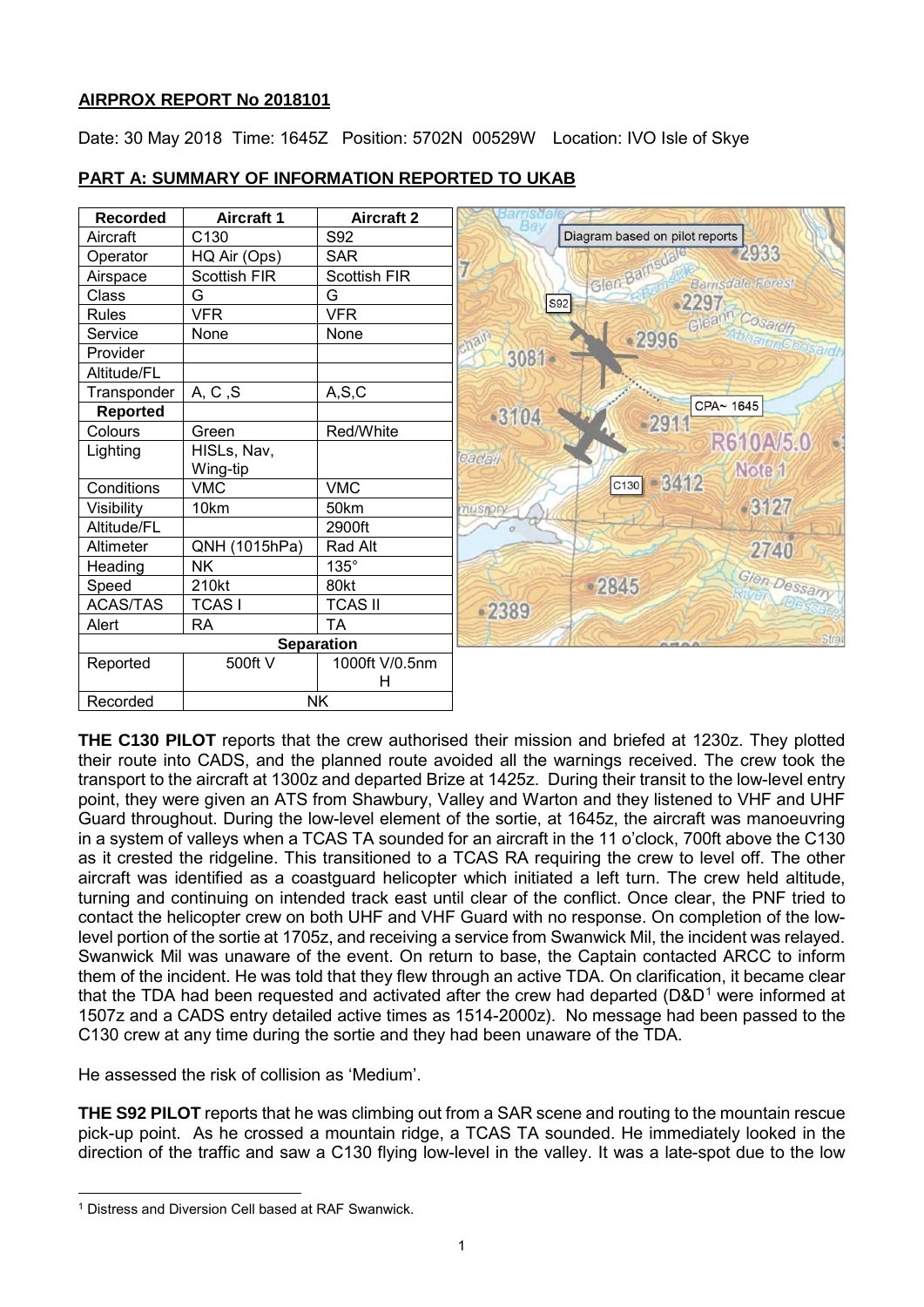**AIRPROX REPORT No 2018101**

Date: 30 May 2018 Time: 1645Z Position: 5702N 00529W Location: IVO Isle of Skye

**PART A: SUMMARY OF INFORMATION REPORTED TO UKAB**

| Recorded | Aircraft 1 | Aircraft 2 |
|---|---|---|
| Aircraft | C130 | S92 |
| Operator | HQ Air (Ops) | SAR |
| Airspace | Scottish FIR | Scottish FIR |
| Class | G | G |
| Rules | VFR | VFR |
| Service | None | None |
| Provider | | |
| Altitude/FL | | |
| Transponder | A, C ,S | A,S,C |
| **Reported** | | |
| Colours | Green | Red/White |
| Lighting | HISLs, Nav, Wing-tip | |
| Conditions | VMC | VMC |
| Visibility | 10km | 50km |
| Altitude/FL | | 2900ft |
| Altimeter | QNH (1015hPa) | Rad Alt |
| Heading | NK | 135° |
| Speed | 210kt | 80kt |
| ACAS/TAS | TCAS I | TCAS II |
| Alert | RA | TA |
| **Separation** | | |
| Reported | 500ft V | 1000ft V/0.5nm H |
| Recorded | NK | |

**THE C130 PILOT** reports that the crew authorised their mission and briefed at 1230z. They plotted their route into CADS, and the planned route avoided all the warnings received. The crew took the transport to the aircraft at 1300z and departed Brize at 1425z. During their transit to the low-level entry point, they were given an ATS from Shawbury, Valley and Warton and they listened to VHF and UHF Guard throughout. During the low-level element of the sortie, at 1645z, the aircraft was manoeuvring in a system of valleys when a TCAS TA sounded for an aircraft in the 11 o'clock, 700ft above the C130 as it crested the ridgeline. This transitioned to a TCAS RA requiring the crew to level off. The other aircraft was identified as a coastguard helicopter which initiated a left turn. The crew held altitude, turning and continuing on intended track east until clear of the conflict. Once clear, the PNF tried to contact the helicopter crew on both UHF and VHF Guard with no response. On completion of the low-level portion of the sortie at 1705z, and receiving a service from Swanwick Mil, the incident was relayed. Swanwick Mil was unaware of the event. On return to base, the Captain contacted ARCC to inform them of the incident. He was told that they flew through an active TDA. On clarification, it became clear that the TDA had been requested and activated after the crew had departed (D&D[1] were informed at 1507z and a CADS entry detailed active times as 1514-2000z). No message had been passed to the C130 crew at any time during the sortie and they had been unaware of the TDA.

He assessed the risk of collision as 'Medium'.

**THE S92 PILOT** reports that he was climbing out from a SAR scene and routing to the mountain rescue pick-up point. As he crossed a mountain ridge, a TCAS TA sounded. He immediately looked in the direction of the traffic and saw a C130 flying low-level in the valley. It was a late-spot due to the low

[1] Distress and Diversion Cell based at RAF Swanwick.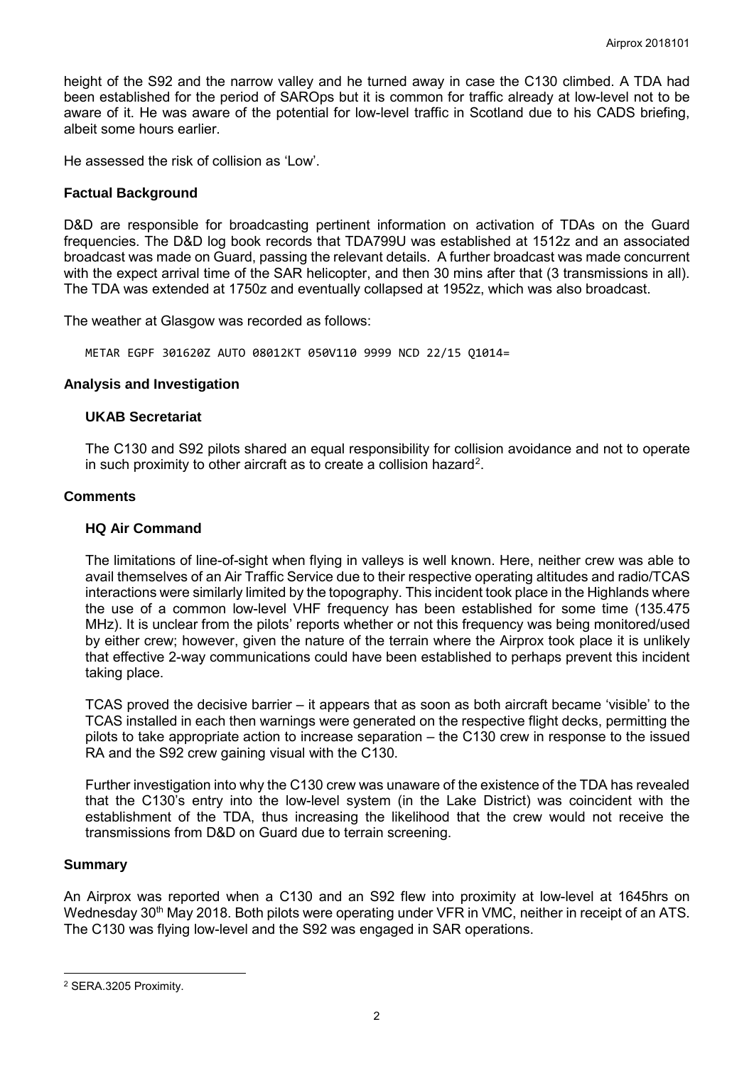height of the S92 and the narrow valley and he turned away in case the C130 climbed. A TDA had been established for the period of SAROps but it is common for traffic already at low-level not to be aware of it. He was aware of the potential for low-level traffic in Scotland due to his CADS briefing, albeit some hours earlier.

He assessed the risk of collision as 'Low'.

## Factual Background

D&D are responsible for broadcasting pertinent information on activation of TDAs on the Guard frequencies. The D&D log book records that TDA799U was established at 1512z and an associated broadcast was made on Guard, passing the relevant details. A further broadcast was made concurrent with the expect arrival time of the SAR helicopter, and then 30 mins after that (3 transmissions in all). The TDA was extended at 1750z and eventually collapsed at 1952z, which was also broadcast.

The weather at Glasgow was recorded as follows:

```
METAR EGPF 301620Z AUTO 08012KT 050V110 9999 NCD 22/15 Q1014=
```

## Analysis and Investigation

### UKAB Secretariat

The C130 and S92 pilots shared an equal responsibility for collision avoidance and not to operate in such proximity to other aircraft as to create a collision hazard[2].

## Comments

### HQ Air Command

The limitations of line-of-sight when flying in valleys is well known. Here, neither crew was able to avail themselves of an Air Traffic Service due to their respective operating altitudes and radio/TCAS interactions were similarly limited by the topography. This incident took place in the Highlands where the use of a common low-level VHF frequency has been established for some time (135.475 MHz). It is unclear from the pilots' reports whether or not this frequency was being monitored/used by either crew; however, given the nature of the terrain where the Airprox took place it is unlikely that effective 2-way communications could have been established to perhaps prevent this incident taking place.

TCAS proved the decisive barrier – it appears that as soon as both aircraft became 'visible' to the TCAS installed in each then warnings were generated on the respective flight decks, permitting the pilots to take appropriate action to increase separation – the C130 crew in response to the issued RA and the S92 crew gaining visual with the C130.

Further investigation into why the C130 crew was unaware of the existence of the TDA has revealed that the C130's entry into the low-level system (in the Lake District) was coincident with the establishment of the TDA, thus increasing the likelihood that the crew would not receive the transmissions from D&D on Guard due to terrain screening.

## Summary

An Airprox was reported when a C130 and an S92 flew into proximity at low-level at 1645hrs on Wednesday 30th May 2018. Both pilots were operating under VFR in VMC, neither in receipt of an ATS. The C130 was flying low-level and the S92 was engaged in SAR operations.

---

[2] SERA.3205 Proximity.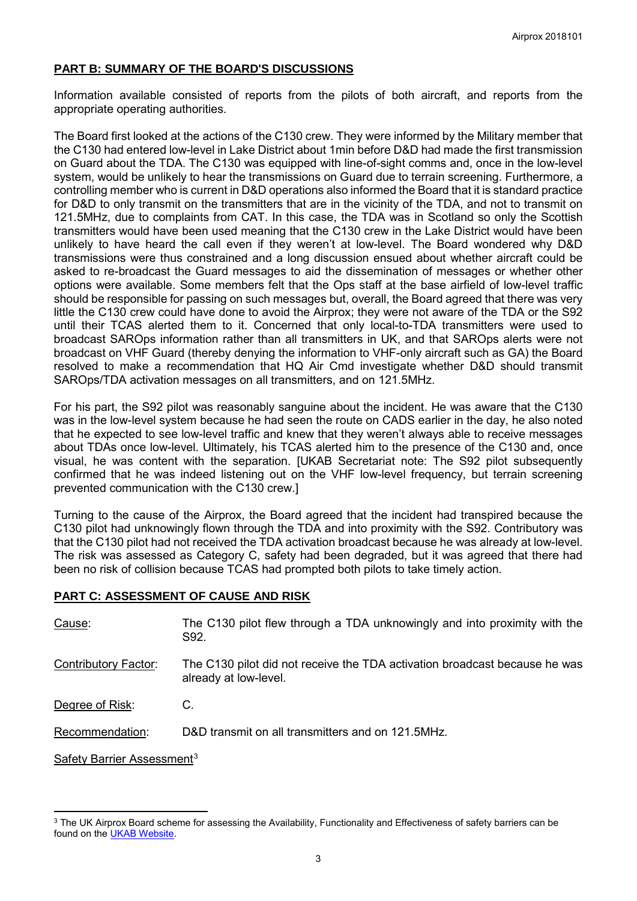## PART B: SUMMARY OF THE BOARD'S DISCUSSIONS

Information available consisted of reports from the pilots of both aircraft, and reports from the appropriate operating authorities.

The Board first looked at the actions of the C130 crew. They were informed by the Military member that the C130 had entered low-level in Lake District about 1min before D&D had made the first transmission on Guard about the TDA. The C130 was equipped with line-of-sight comms and, once in the low-level system, would be unlikely to hear the transmissions on Guard due to terrain screening. Furthermore, a controlling member who is current in D&D operations also informed the Board that it is standard practice for D&D to only transmit on the transmitters that are in the vicinity of the TDA, and not to transmit on 121.5MHz, due to complaints from CAT. In this case, the TDA was in Scotland so only the Scottish transmitters would have been used meaning that the C130 crew in the Lake District would have been unlikely to have heard the call even if they weren't at low-level. The Board wondered why D&D transmissions were thus constrained and a long discussion ensued about whether aircraft could be asked to re-broadcast the Guard messages to aid the dissemination of messages or whether other options were available. Some members felt that the Ops staff at the base airfield of low-level traffic should be responsible for passing on such messages but, overall, the Board agreed that there was very little the C130 crew could have done to avoid the Airprox; they were not aware of the TDA or the S92 until their TCAS alerted them to it. Concerned that only local-to-TDA transmitters were used to broadcast SAROps information rather than all transmitters in UK, and that SAROps alerts were not broadcast on VHF Guard (thereby denying the information to VHF-only aircraft such as GA) the Board resolved to make a recommendation that HQ Air Cmd investigate whether D&D should transmit SAROps/TDA activation messages on all transmitters, and on 121.5MHz.

For his part, the S92 pilot was reasonably sanguine about the incident. He was aware that the C130 was in the low-level system because he had seen the route on CADS earlier in the day, he also noted that he expected to see low-level traffic and knew that they weren't always able to receive messages about TDAs once low-level. Ultimately, his TCAS alerted him to the presence of the C130 and, once visual, he was content with the separation. [UKAB Secretariat note: The S92 pilot subsequently confirmed that he was indeed listening out on the VHF low-level frequency, but terrain screening prevented communication with the C130 crew.]

Turning to the cause of the Airprox, the Board agreed that the incident had transpired because the C130 pilot had unknowingly flown through the TDA and into proximity with the S92. Contributory was that the C130 pilot had not received the TDA activation broadcast because he was already at low-level. The risk was assessed as Category C, safety had been degraded, but it was agreed that there had been no risk of collision because TCAS had prompted both pilots to take timely action.

## PART C: ASSESSMENT OF CAUSE AND RISK

Cause: The C130 pilot flew through a TDA unknowingly and into proximity with the S92.

Contributory Factor: The C130 pilot did not receive the TDA activation broadcast because he was already at low-level.

Degree of Risk: C.

Recommendation: D&D transmit on all transmitters and on 121.5MHz.

Safety Barrier Assessment[3]

[3] The UK Airprox Board scheme for assessing the Availability, Functionality and Effectiveness of safety barriers can be found on the UKAB Website.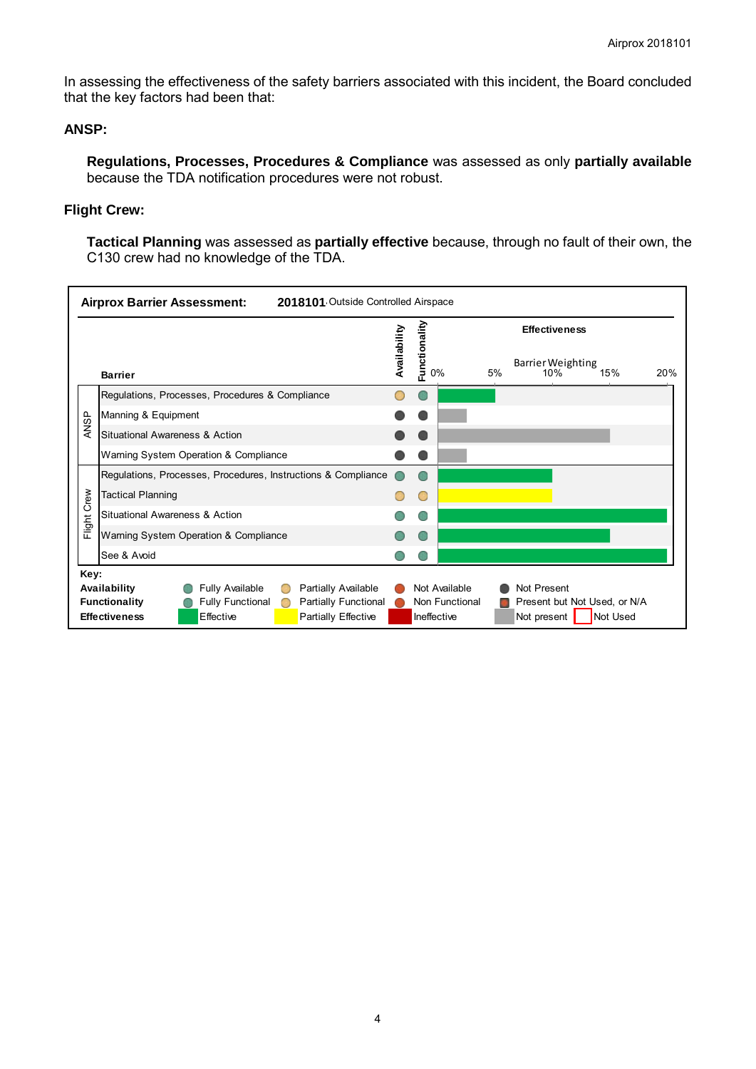In assessing the effectiveness of the safety barriers associated with this incident, the Board concluded that the key factors had been that:

**ANSP:**

**Regulations, Processes, Procedures & Compliance** was assessed as only **partially available** because the TDA notification procedures were not robust.

**Flight Crew:**

**Tactical Planning** was assessed as **partially effective** because, through no fault of their own, the C130 crew had no knowledge of the TDA.

**Airprox Barrier Assessment:** **2018101** Outside Controlled Airspace

Barrier
Availability
Functionality
Effectiveness
Barrier Weighting
0% 5% 10% 15% 20%

ANSP
Regulations, Processes, Procedures & Compliance
Manning & Equipment
Situational Awareness & Action
Warning System Operation & Compliance

Flight Crew
Regulations, Processes, Procedures, Instructions & Compliance
Tactical Planning
Situational Awareness & Action
Warning System Operation & Compliance
See & Avoid

Key:
Availability: Fully Available, Partially Available, Not Available, Not Present
Functionality: Fully Functional, Partially Functional, Non Functional, Present but Not Used, or N/A
Effectiveness: Effective, Partially Effective, Ineffective, Not present, Not Used